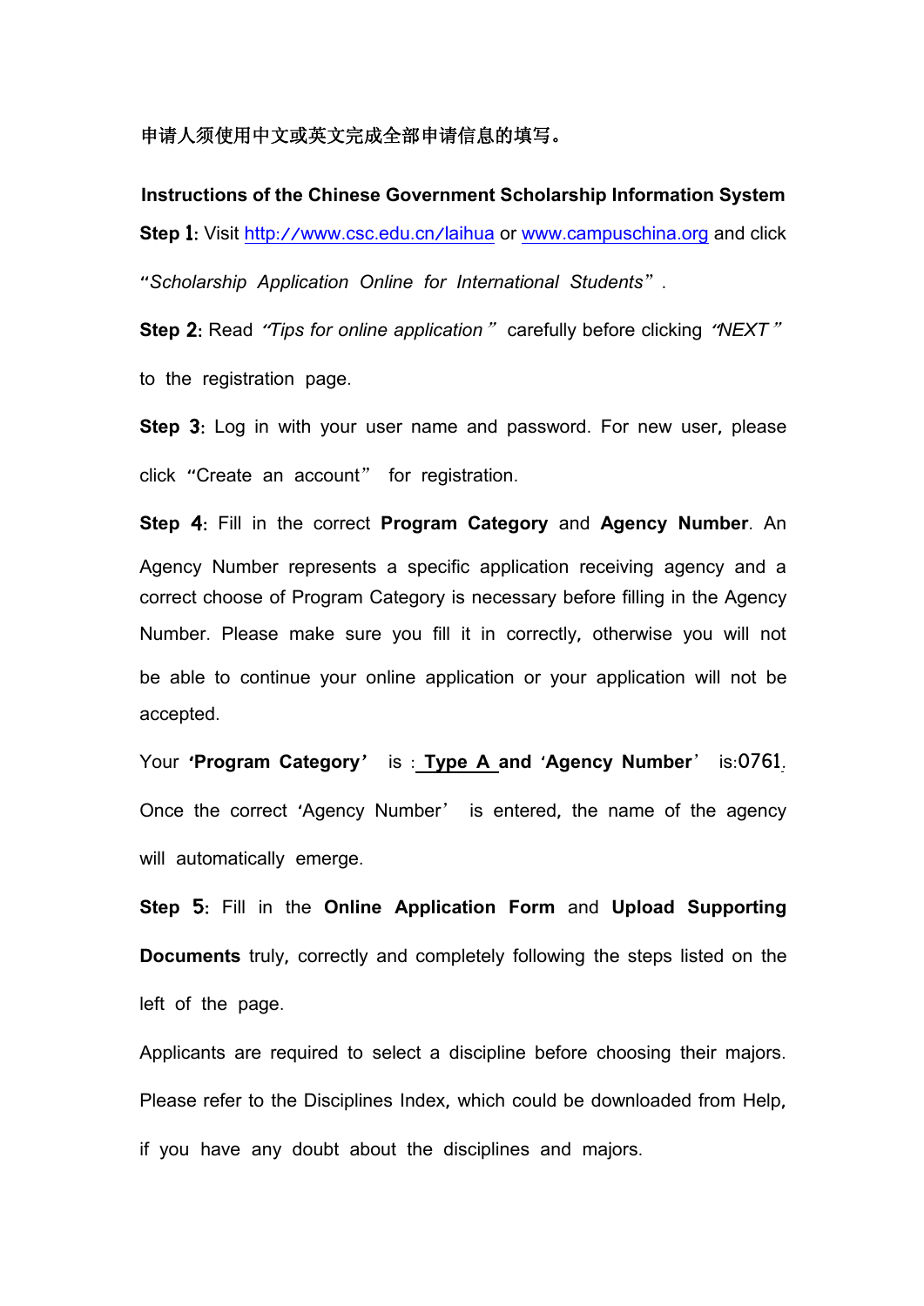申请人须使用中文或英文完成全部申请信息的填写。

**Instructions of the Chinese Government Scholarship Information System**

**Step 1**: Visit http://www.csc.edu.cn/laihua or www.campuschina.org and click "*Scholarship Application Online for International Students*".

**Step 2**: Read *"Tips for online application"* carefully before clicking *"NEXT"* to the registration page.

**Step 3**: Log in with your user name and password. For new user, please click "Create an account" for registration.

**Step 4**: Fill in the correct **Program Category** and **Agency Number**. An Agency Number represents a specific application receiving agency and a correct choose of Program Category is necessary before filling in the Agency Number. Please make sure you fill it in correctly, otherwise you will not be able to continue your online application or your application will not be accepted.

Your **'Program Category'** is : **Type A** **and 'Agency Number'** is:0761.

Once the correct 'Agency Number' is entered, the name of the agency will automatically emerge.

**Step 5**: Fill in the **Online Application Form** and **Upload Supporting Documents** truly, correctly and completely following the steps listed on the left of the page.

Applicants are required to select a discipline before choosing their majors. Please refer to the Disciplines Index, which could be downloaded from Help, if you have any doubt about the disciplines and majors.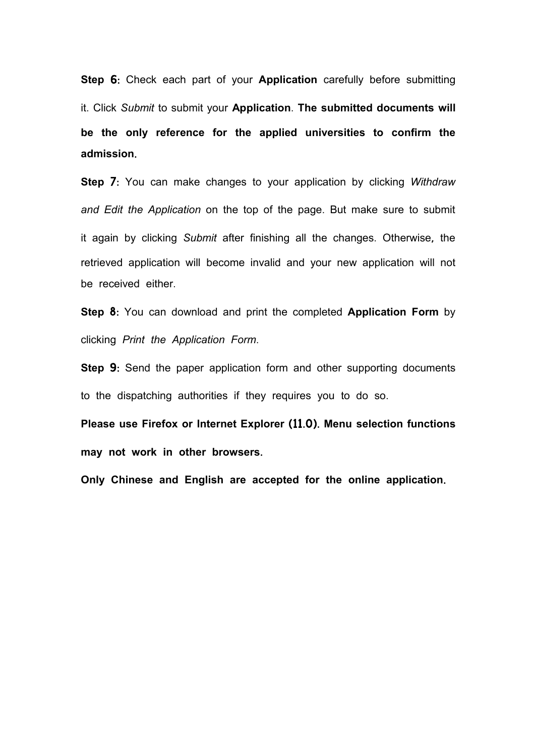**Step 6**: Check each part of your **Application** carefully before submitting it. Click *Submit* to submit your **Application**. **The submitted documents will be the only reference for the applied universities to confirm the admission.**

**Step 7**: You can make changes to your application by clicking *Withdraw and Edit the Application* on the top of the page. But make sure to submit it again by clicking *Submit* after finishing all the changes. Otherwise, the retrieved application will become invalid and your new application will not be received either.

**Step 8**: You can download and print the completed **Application Form** by clicking *Print the Application Form*.

**Step 9**: Send the paper application form and other supporting documents to the dispatching authorities if they requires you to do so.

**Please use Firefox or Internet Explorer (11.0). Menu selection functions may not work in other browsers.**

**Only Chinese and English are accepted for the online application.**